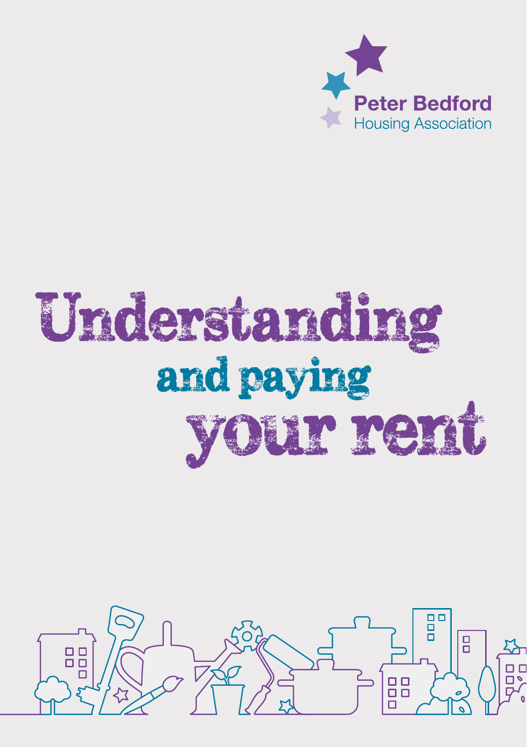Peter Bedford
Housing Association

# Understanding and paying your rent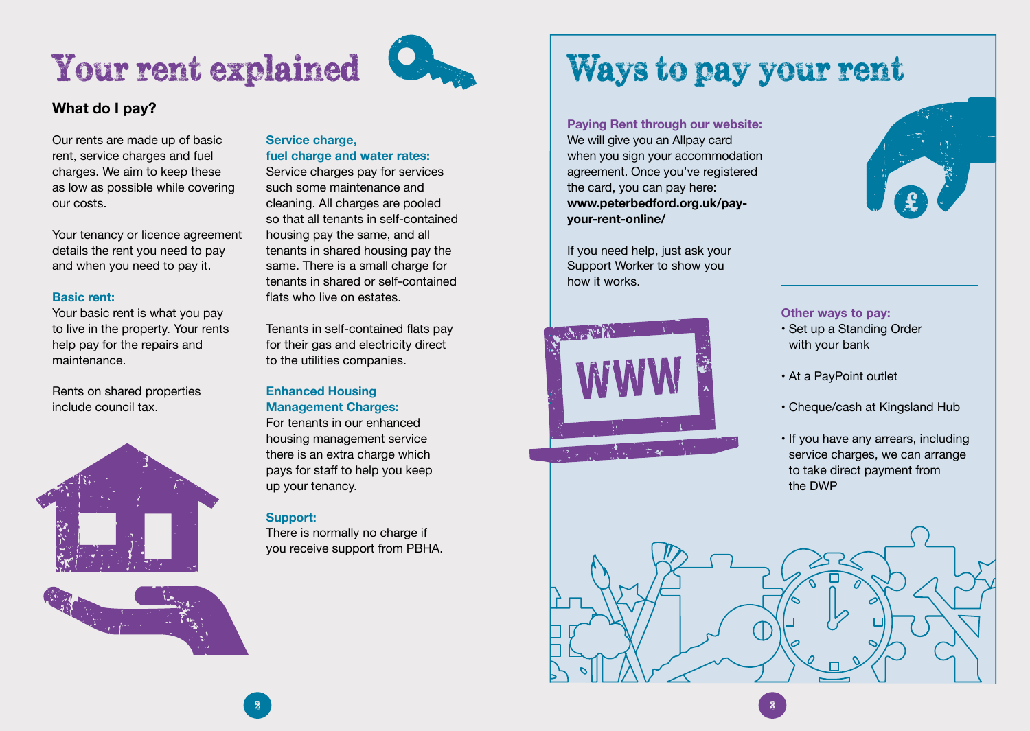# Your rent explained

## What do I pay?

Our rents are made up of basic rent, service charges and fuel charges. We aim to keep these as low as possible while covering our costs.

Your tenancy or licence agreement details the rent you need to pay and when you need to pay it.

### Basic rent:

Your basic rent is what you pay to live in the property. Your rents help pay for the repairs and maintenance.

Rents on shared properties include council tax.

### Service charge, fuel charge and water rates:

Service charges pay for services such some maintenance and cleaning. All charges are pooled so that all tenants in self-contained housing pay the same, and all tenants in shared housing pay the same. There is a small charge for tenants in shared or self-contained flats who live on estates.

Tenants in self-contained flats pay for their gas and electricity direct to the utilities companies.

### Enhanced Housing Management Charges:

For tenants in our enhanced housing management service there is an extra charge which pays for staff to help you keep up your tenancy.

### Support:

There is normally no charge if you receive support from PBHA.

# Ways to pay your rent

### Paying Rent through our website:

We will give you an Allpay card when you sign your accommodation agreement. Once you've registered the card, you can pay here: **www.peterbedford.org.uk/pay-your-rent-online/**

If you need help, just ask your Support Worker to show you how it works.

### Other ways to pay:

- Set up a Standing Order with your bank
- At a PayPoint outlet
- Cheque/cash at Kingsland Hub
- If you have any arrears, including service charges, we can arrange to take direct payment from the DWP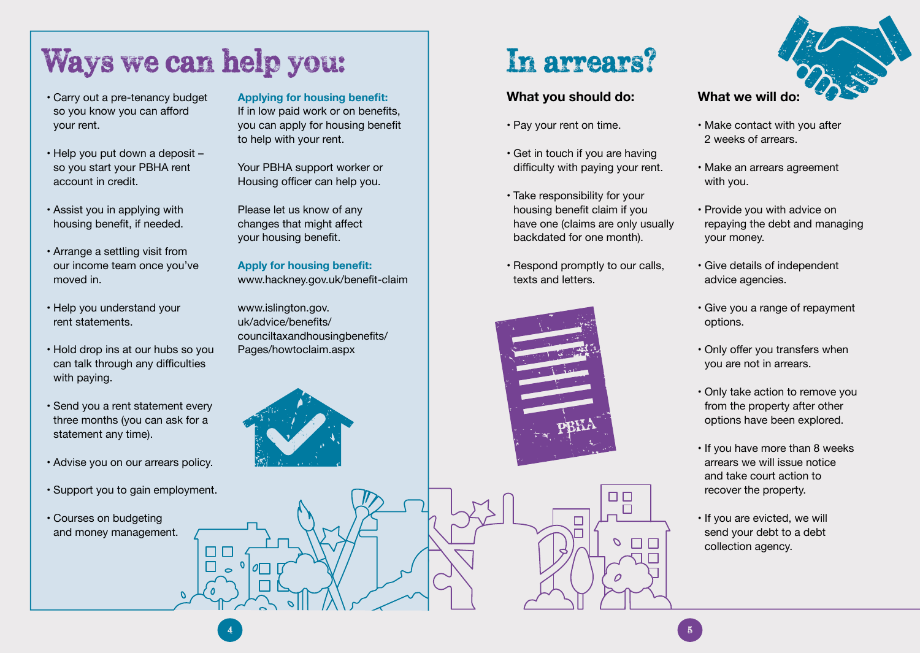# Ways we can help you:

- Carry out a pre-tenancy budget so you know you can afford your rent.
- Help you put down a deposit – so you start your PBHA rent account in credit.
- Assist you in applying with housing benefit, if needed.
- Arrange a settling visit from our income team once you've moved in.
- Help you understand your rent statements.
- Hold drop ins at our hubs so you can talk through any difficulties with paying.
- Send you a rent statement every three months (you can ask for a statement any time).
- Advise you on our arrears policy.
- Support you to gain employment.
- Courses on budgeting and money management.

**Applying for housing benefit:**
If in low paid work or on benefits, you can apply for housing benefit to help with your rent.

Your PBHA support worker or Housing officer can help you.

Please let us know of any changes that might affect your housing benefit.

**Apply for housing benefit:**
www.hackney.gov.uk/benefit-claim

www.islington.gov.uk/advice/benefits/counciltaxandhousingbenefits/Pages/howtoclaim.aspx

# In arrears?

### What you should do:

- Pay your rent on time.
- Get in touch if you are having difficulty with paying your rent.
- Take responsibility for your housing benefit claim if you have one (claims are only usually backdated for one month).
- Respond promptly to our calls, texts and letters.

### What we will do:

- Make contact with you after 2 weeks of arrears.
- Make an arrears agreement with you.
- Provide you with advice on repaying the debt and managing your money.
- Give details of independent advice agencies.
- Give you a range of repayment options.
- Only offer you transfers when you are not in arrears.
- Only take action to remove you from the property after other options have been explored.
- If you have more than 8 weeks arrears we will issue notice and take court action to recover the property.
- If you are evicted, we will send your debt to a debt collection agency.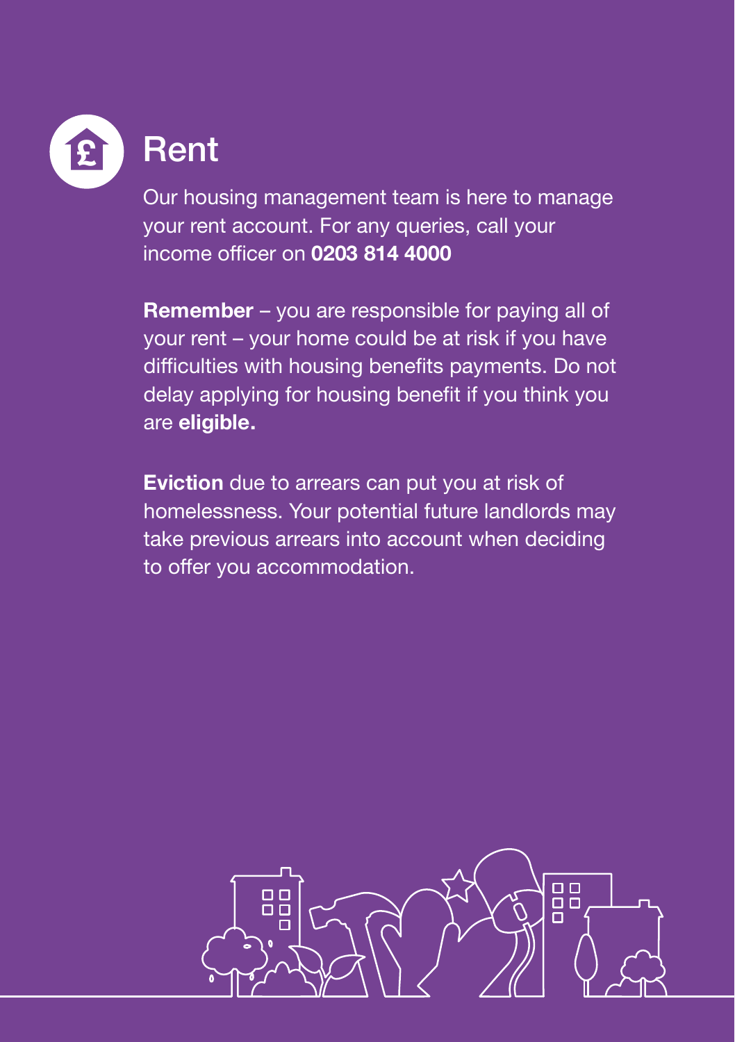# Rent

Our housing management team is here to manage your rent account. For any queries, call your income officer on **0203 814 4000**

**Remember** – you are responsible for paying all of your rent – your home could be at risk if you have difficulties with housing benefits payments. Do not delay applying for housing benefit if you think you are **eligible.**

**Eviction** due to arrears can put you at risk of homelessness. Your potential future landlords may take previous arrears into account when deciding to offer you accommodation.